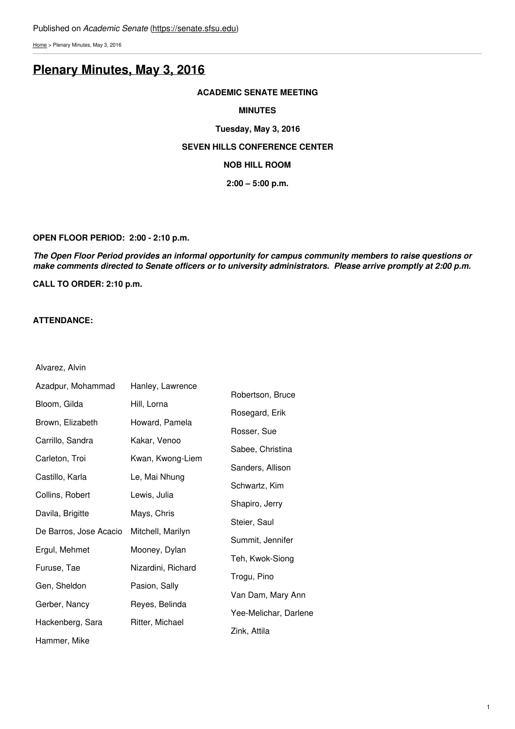Published on *Academic Senate* (https://senate.sfsu.edu)

Home > Plenary Minutes, May 3, 2016

# Plenary Minutes, May 3, 2016

**ACADEMIC SENATE MEETING**

**MINUTES**

**Tuesday, May 3, 2016**

**SEVEN HILLS CONFERENCE CENTER**

**NOB HILL ROOM**

**2:00 – 5:00 p.m.**

**OPEN FLOOR PERIOD: 2:00 - 2:10 p.m.**

***The Open Floor Period provides an informal opportunity for campus community members to raise questions or make comments directed to Senate officers or to university administrators. Please arrive promptly at 2:00 p.m.***

**CALL TO ORDER: 2:10 p.m.**

**ATTENDANCE:**

| | | |
|---|---|---|
| Alvarez, Alvin | | |
| Azadpur, Mohammad | Hanley, Lawrence | Robertson, Bruce |
| Bloom, Gilda | Hill, Lorna | Rosegard, Erik |
| Brown, Elizabeth | Howard, Pamela | Rosser, Sue |
| Carrillo, Sandra | Kakar, Venoo | Sabee, Christina |
| Carleton, Troi | Kwan, Kwong-Liem | Sanders, Allison |
| Castillo, Karla | Le, Mai Nhung | Schwartz, Kim |
| Collins, Robert | Lewis, Julia | Shapiro, Jerry |
| Davila, Brigitte | Mays, Chris | Steier, Saul |
| De Barros, Jose Acacio | Mitchell, Marilyn | Summit, Jennifer |
| Ergul, Mehmet | Mooney, Dylan | Teh, Kwok-Siong |
| Furuse, Tae | Nizardini, Richard | Trogu, Pino |
| Gen, Sheldon | Pasion, Sally | Van Dam, Mary Ann |
| Gerber, Nancy | Reyes, Belinda | Yee-Melichar, Darlene |
| Hackenberg, Sara | Ritter, Michael | Zink, Attila |
| Hammer, Mike | | |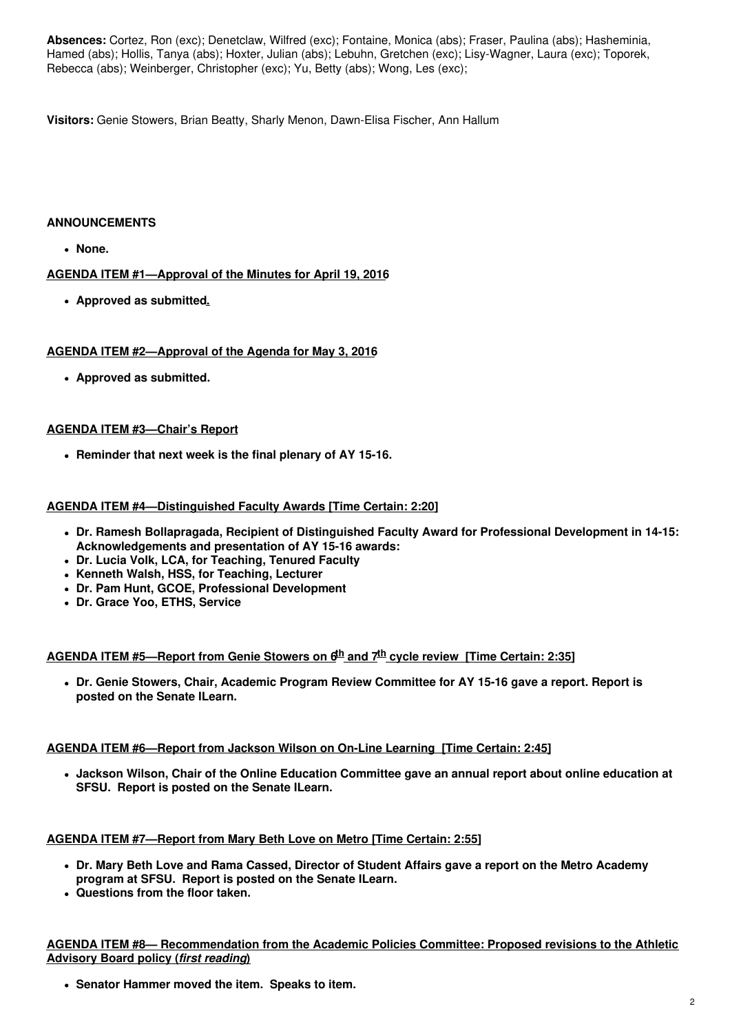**Absences:** Cortez, Ron (exc); Denetclaw, Wilfred (exc); Fontaine, Monica (abs); Fraser, Paulina (abs); Hasheminia, Hamed (abs); Hollis, Tanya (abs); Hoxter, Julian (abs); Lebuhn, Gretchen (exc); Lisy-Wagner, Laura (exc); Toporek, Rebecca (abs); Weinberger, Christopher (exc); Yu, Betty (abs); Wong, Les (exc);

**Visitors:** Genie Stowers, Brian Beatty, Sharly Menon, Dawn-Elisa Fischer, Ann Hallum

**ANNOUNCEMENTS**

- **None.**

**AGENDA ITEM #1—Approval of the Minutes for April 19, 2016**

- **Approved as submitted.**

**AGENDA ITEM #2—Approval of the Agenda for May 3, 2016**

- **Approved as submitted.**

**AGENDA ITEM #3—Chair's Report**

- **Reminder that next week is the final plenary of AY 15-16.**

**AGENDA ITEM #4—Distinguished Faculty Awards [Time Certain: 2:20]**

- **Dr. Ramesh Bollapragada, Recipient of Distinguished Faculty Award for Professional Development in 14-15: Acknowledgements and presentation of AY 15-16 awards:**
- **Dr. Lucia Volk, LCA, for Teaching, Tenured Faculty**
- **Kenneth Walsh, HSS, for Teaching, Lecturer**
- **Dr. Pam Hunt, GCOE, Professional Development**
- **Dr. Grace Yoo, ETHS, Service**

**AGENDA ITEM #5—Report from Genie Stowers on 6th and 7th cycle review [Time Certain: 2:35]**

- **Dr. Genie Stowers, Chair, Academic Program Review Committee for AY 15-16 gave a report. Report is posted on the Senate ILearn.**

**AGENDA ITEM #6—Report from Jackson Wilson on On-Line Learning [Time Certain: 2:45]**

- **Jackson Wilson, Chair of the Online Education Committee gave an annual report about online education at SFSU. Report is posted on the Senate ILearn.**

**AGENDA ITEM #7—Report from Mary Beth Love on Metro [Time Certain: 2:55]**

- **Dr. Mary Beth Love and Rama Cassed, Director of Student Affairs gave a report on the Metro Academy program at SFSU. Report is posted on the Senate ILearn.**
- **Questions from the floor taken.**

**AGENDA ITEM #8— Recommendation from the Academic Policies Committee: Proposed revisions to the Athletic Advisory Board policy (*first reading*)**

- **Senator Hammer moved the item. Speaks to item.**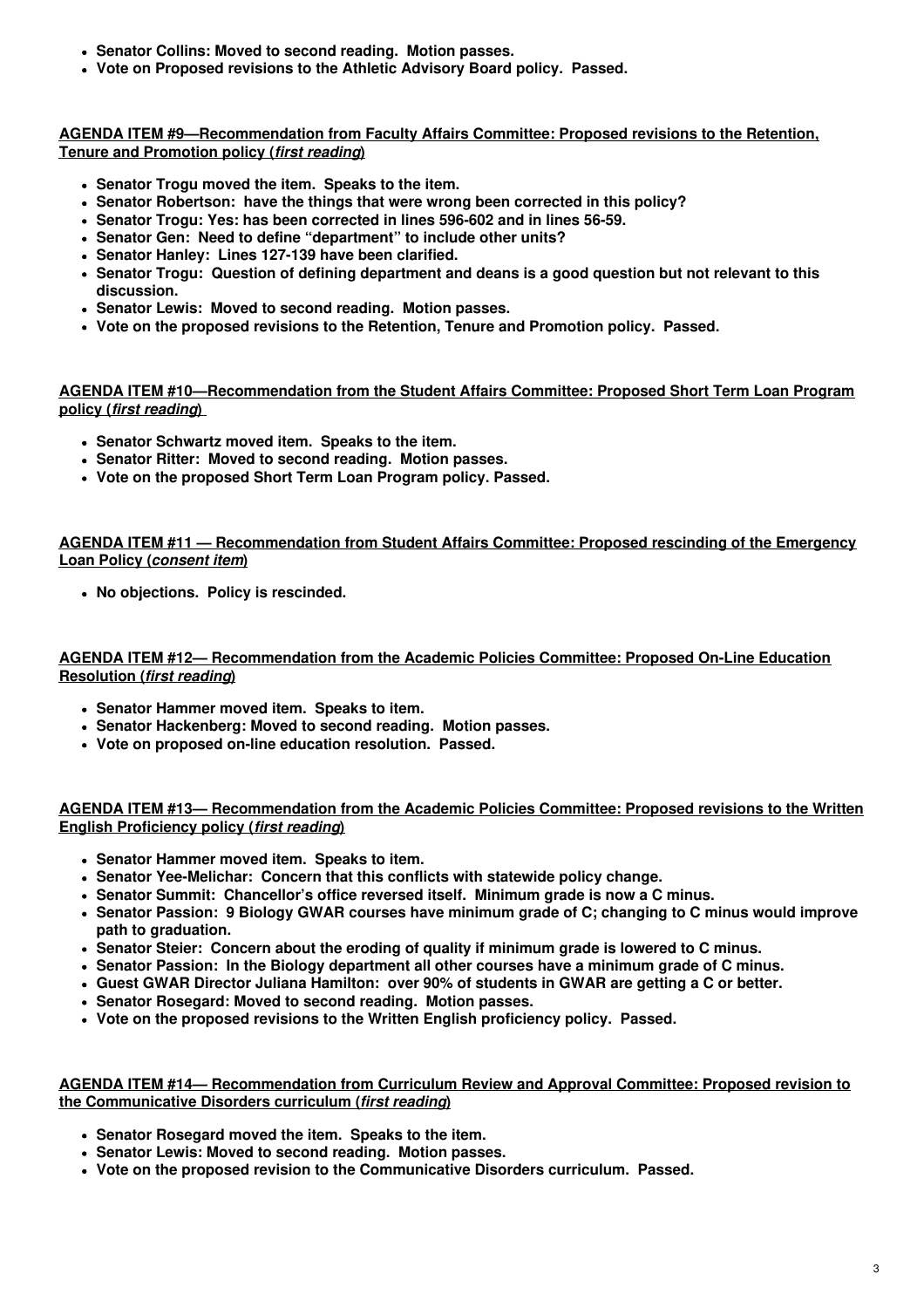- **Senator Collins: Moved to second reading. Motion passes.**
- **Vote on Proposed revisions to the Athletic Advisory Board policy. Passed.**

**AGENDA ITEM #9—Recommendation from Faculty Affairs Committee: Proposed revisions to the Retention, Tenure and Promotion policy (*first reading*)**

- **Senator Trogu moved the item. Speaks to the item.**
- **Senator Robertson: have the things that were wrong been corrected in this policy?**
- **Senator Trogu: Yes: has been corrected in lines 596-602 and in lines 56-59.**
- **Senator Gen: Need to define "department" to include other units?**
- **Senator Hanley: Lines 127-139 have been clarified.**
- **Senator Trogu: Question of defining department and deans is a good question but not relevant to this discussion.**
- **Senator Lewis: Moved to second reading. Motion passes.**
- **Vote on the proposed revisions to the Retention, Tenure and Promotion policy. Passed.**

**AGENDA ITEM #10—Recommendation from the Student Affairs Committee: Proposed Short Term Loan Program policy (*first reading*)**

- **Senator Schwartz moved item. Speaks to the item.**
- **Senator Ritter: Moved to second reading. Motion passes.**
- **Vote on the proposed Short Term Loan Program policy. Passed.**

**AGENDA ITEM #11 — Recommendation from Student Affairs Committee: Proposed rescinding of the Emergency Loan Policy (*consent item*)**

- **No objections. Policy is rescinded.**

**AGENDA ITEM #12— Recommendation from the Academic Policies Committee: Proposed On-Line Education Resolution (*first reading*)**

- **Senator Hammer moved item. Speaks to item.**
- **Senator Hackenberg: Moved to second reading. Motion passes.**
- **Vote on proposed on-line education resolution. Passed.**

**AGENDA ITEM #13— Recommendation from the Academic Policies Committee: Proposed revisions to the Written English Proficiency policy (*first reading*)**

- **Senator Hammer moved item. Speaks to item.**
- **Senator Yee-Melichar: Concern that this conflicts with statewide policy change.**
- **Senator Summit: Chancellor's office reversed itself. Minimum grade is now a C minus.**
- **Senator Passion: 9 Biology GWAR courses have minimum grade of C; changing to C minus would improve path to graduation.**
- **Senator Steier: Concern about the eroding of quality if minimum grade is lowered to C minus.**
- **Senator Passion: In the Biology department all other courses have a minimum grade of C minus.**
- **Guest GWAR Director Juliana Hamilton: over 90% of students in GWAR are getting a C or better.**
- **Senator Rosegard: Moved to second reading. Motion passes.**
- **Vote on the proposed revisions to the Written English proficiency policy. Passed.**

**AGENDA ITEM #14— Recommendation from Curriculum Review and Approval Committee: Proposed revision to the Communicative Disorders curriculum (*first reading*)**

- **Senator Rosegard moved the item. Speaks to the item.**
- **Senator Lewis: Moved to second reading. Motion passes.**
- **Vote on the proposed revision to the Communicative Disorders curriculum. Passed.**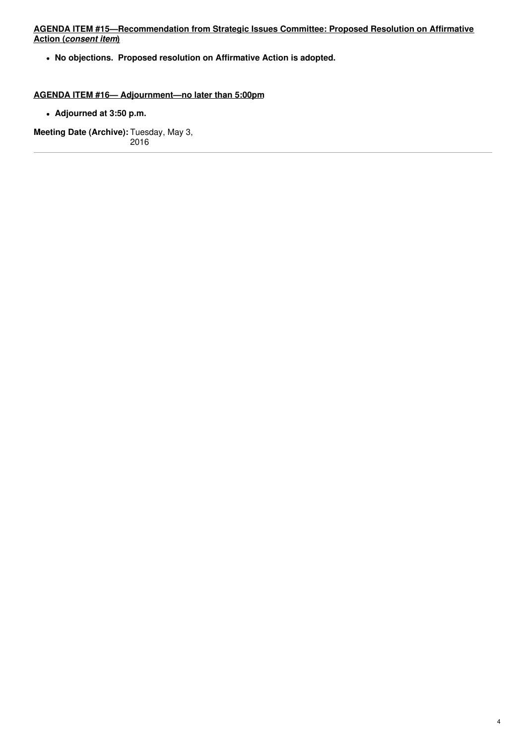**AGENDA ITEM #15—Recommendation from Strategic Issues Committee: Proposed Resolution on Affirmative Action (*consent item*)**

- **No objections. Proposed resolution on Affirmative Action is adopted.**

**AGENDA ITEM #16— Adjournment—no later than 5:00pm**

- **Adjourned at 3:50 p.m.**

**Meeting Date (Archive):** Tuesday, May 3, 2016